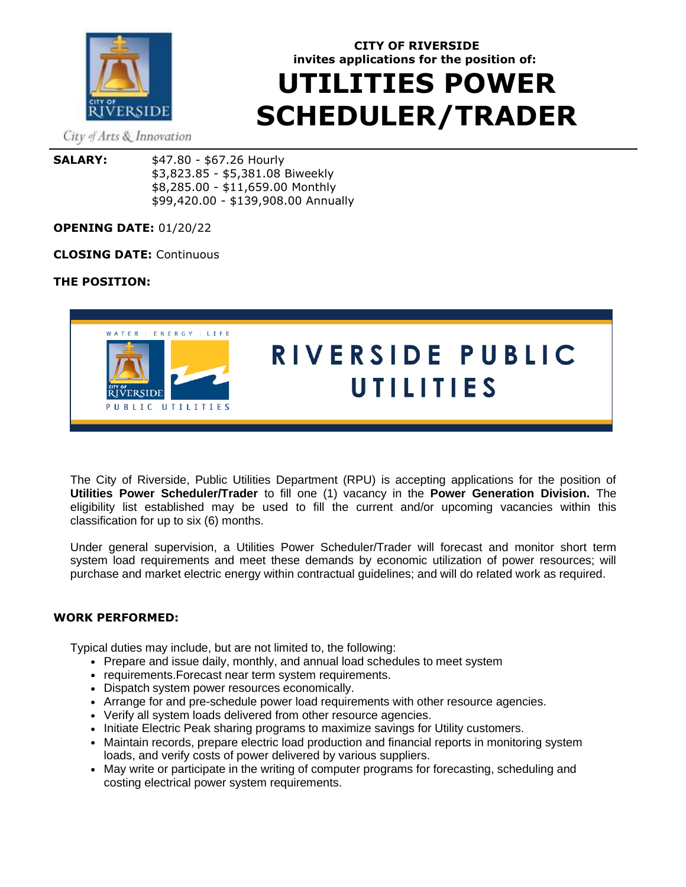CITY OF RIVERSIDE
invites applications for the position of:

# UTILITIES POWER SCHEDULER/TRADER

City of Arts & Innovation

**SALARY:** $47.80 - $67.26 Hourly
$3,823.85 - $5,381.08 Biweekly
$8,285.00 - $11,659.00 Monthly
$99,420.00 - $139,908.00 Annually

**OPENING DATE:** 01/20/22

**CLOSING DATE:** Continuous

**THE POSITION:**

WATER | ENERGY | LIFE

RIVERSIDE PUBLIC UTILITIES

The City of Riverside, Public Utilities Department (RPU) is accepting applications for the position of **Utilities Power Scheduler/Trader** to fill one (1) vacancy in the **Power Generation Division.** The eligibility list established may be used to fill the current and/or upcoming vacancies within this classification for up to six (6) months.

Under general supervision, a Utilities Power Scheduler/Trader will forecast and monitor short term system load requirements and meet these demands by economic utilization of power resources; will purchase and market electric energy within contractual guidelines; and will do related work as required.

**WORK PERFORMED:**

Typical duties may include, but are not limited to, the following:

- Prepare and issue daily, monthly, and annual load schedules to meet system
- requirements.Forecast near term system requirements.
- Dispatch system power resources economically.
- Arrange for and pre-schedule power load requirements with other resource agencies.
- Verify all system loads delivered from other resource agencies.
- Initiate Electric Peak sharing programs to maximize savings for Utility customers.
- Maintain records, prepare electric load production and financial reports in monitoring system loads, and verify costs of power delivered by various suppliers.
- May write or participate in the writing of computer programs for forecasting, scheduling and costing electrical power system requirements.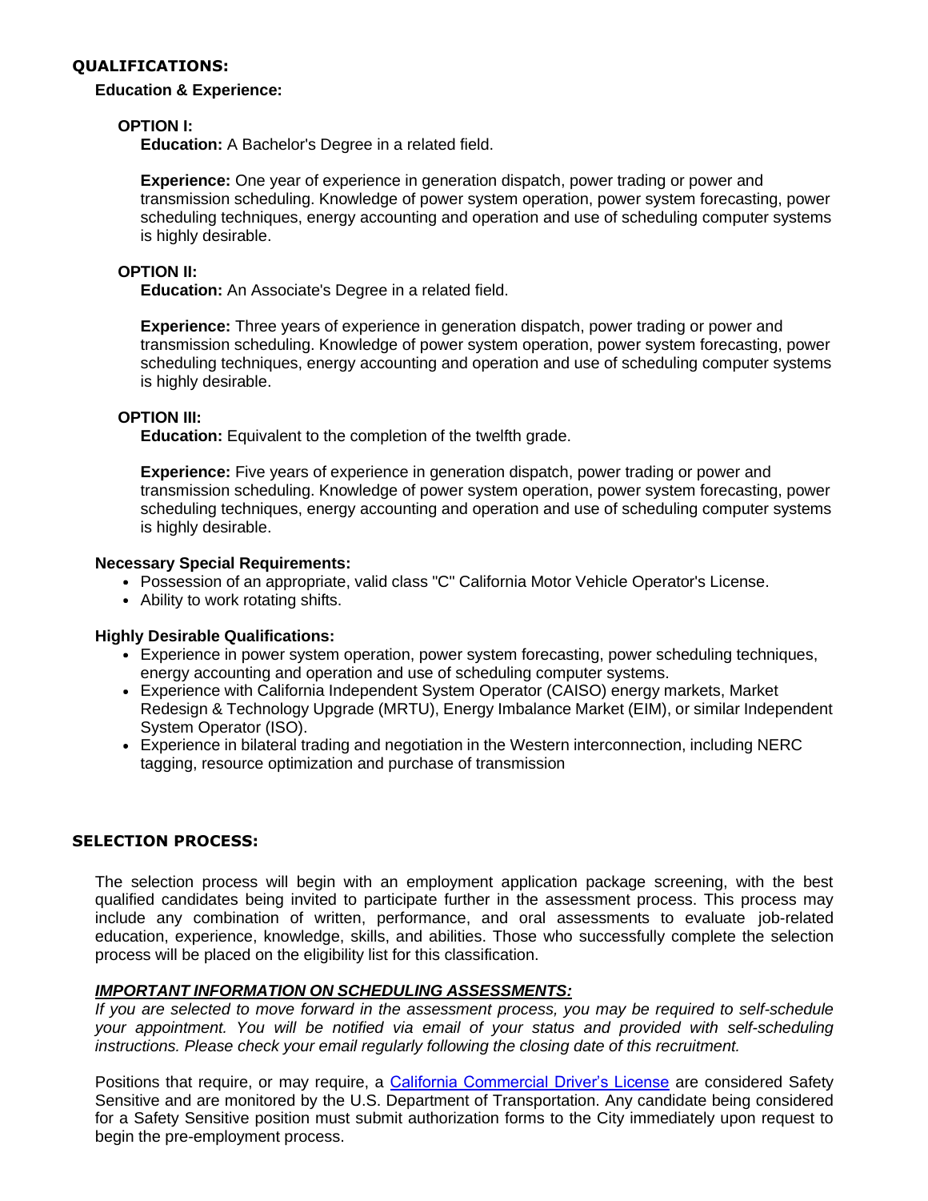## QUALIFICATIONS:

### Education & Experience:

**OPTION I:**

**Education:** A Bachelor's Degree in a related field.

**Experience:** One year of experience in generation dispatch, power trading or power and transmission scheduling. Knowledge of power system operation, power system forecasting, power scheduling techniques, energy accounting and operation and use of scheduling computer systems is highly desirable.

**OPTION II:**

**Education:** An Associate's Degree in a related field.

**Experience:** Three years of experience in generation dispatch, power trading or power and transmission scheduling. Knowledge of power system operation, power system forecasting, power scheduling techniques, energy accounting and operation and use of scheduling computer systems is highly desirable.

**OPTION III:**

**Education:** Equivalent to the completion of the twelfth grade.

**Experience:** Five years of experience in generation dispatch, power trading or power and transmission scheduling. Knowledge of power system operation, power system forecasting, power scheduling techniques, energy accounting and operation and use of scheduling computer systems is highly desirable.

### Necessary Special Requirements:

- Possession of an appropriate, valid class "C" California Motor Vehicle Operator's License.
- Ability to work rotating shifts.

### Highly Desirable Qualifications:

- Experience in power system operation, power system forecasting, power scheduling techniques, energy accounting and operation and use of scheduling computer systems.
- Experience with California Independent System Operator (CAISO) energy markets, Market Redesign & Technology Upgrade (MRTU), Energy Imbalance Market (EIM), or similar Independent System Operator (ISO).
- Experience in bilateral trading and negotiation in the Western interconnection, including NERC tagging, resource optimization and purchase of transmission

## SELECTION PROCESS:

The selection process will begin with an employment application package screening, with the best qualified candidates being invited to participate further in the assessment process. This process may include any combination of written, performance, and oral assessments to evaluate job-related education, experience, knowledge, skills, and abilities. Those who successfully complete the selection process will be placed on the eligibility list for this classification.

***IMPORTANT INFORMATION ON SCHEDULING ASSESSMENTS:***

*If you are selected to move forward in the assessment process, you may be required to self-schedule your appointment. You will be notified via email of your status and provided with self-scheduling instructions. Please check your email regularly following the closing date of this recruitment.*

Positions that require, or may require, a California Commercial Driver's License are considered Safety Sensitive and are monitored by the U.S. Department of Transportation. Any candidate being considered for a Safety Sensitive position must submit authorization forms to the City immediately upon request to begin the pre-employment process.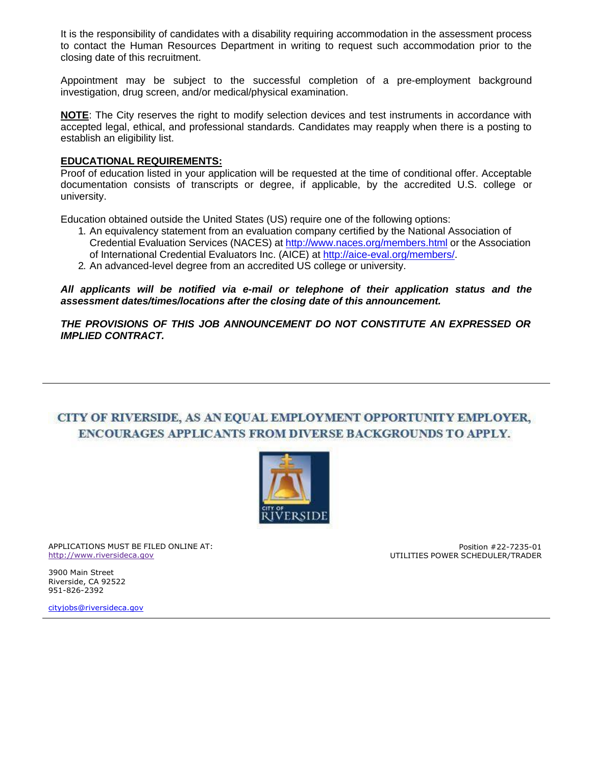It is the responsibility of candidates with a disability requiring accommodation in the assessment process to contact the Human Resources Department in writing to request such accommodation prior to the closing date of this recruitment.

Appointment may be subject to the successful completion of a pre-employment background investigation, drug screen, and/or medical/physical examination.

**NOTE**: The City reserves the right to modify selection devices and test instruments in accordance with accepted legal, ethical, and professional standards. Candidates may reapply when there is a posting to establish an eligibility list.

**EDUCATIONAL REQUIREMENTS:**

Proof of education listed in your application will be requested at the time of conditional offer. Acceptable documentation consists of transcripts or degree, if applicable, by the accredited U.S. college or university.

Education obtained outside the United States (US) require one of the following options:

1. An equivalency statement from an evaluation company certified by the National Association of Credential Evaluation Services (NACES) at http://www.naces.org/members.html or the Association of International Credential Evaluators Inc. (AICE) at http://aice-eval.org/members/.
2. An advanced-level degree from an accredited US college or university.

***All applicants will be notified via e-mail or telephone of their application status and the assessment dates/times/locations after the closing date of this announcement.***

***THE PROVISIONS OF THIS JOB ANNOUNCEMENT DO NOT CONSTITUTE AN EXPRESSED OR IMPLIED CONTRACT.***

---

**CITY OF RIVERSIDE, AS AN EQUAL EMPLOYMENT OPPORTUNITY EMPLOYER, ENCOURAGES APPLICANTS FROM DIVERSE BACKGROUNDS TO APPLY.**

CITY OF RIVERSIDE

APPLICATIONS MUST BE FILED ONLINE AT:
http://www.riversideca.gov

Position #22-7235-01
UTILITIES POWER SCHEDULER/TRADER

3900 Main Street
Riverside, CA 92522
951-826-2392

cityjobs@riversideca.gov